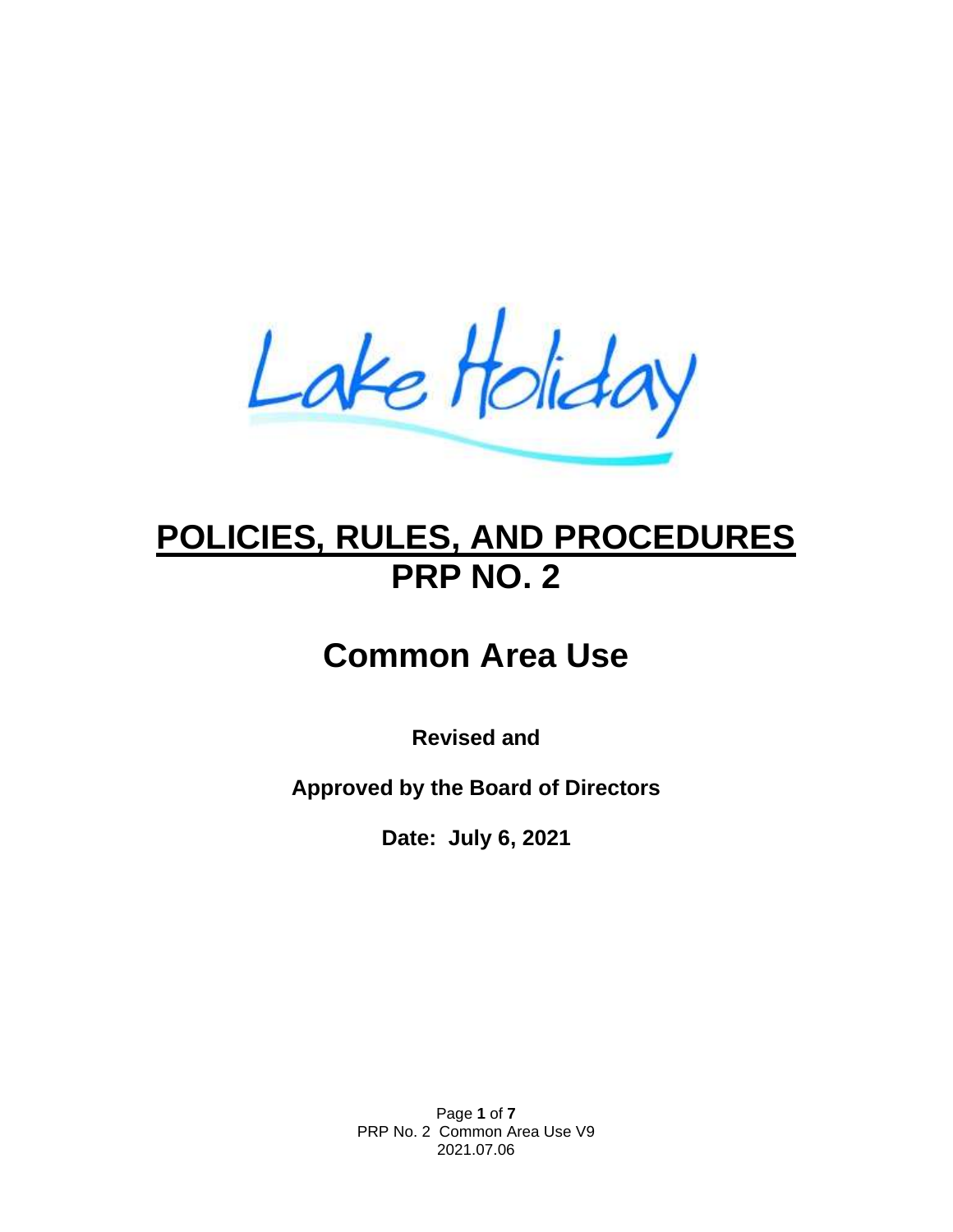Lake Holiday

# POLICIES, RULES, AND PROCEDURES
# PRP NO. 2

## Common Area Use

**Revised and**

**Approved by the Board of Directors**

**Date: July 6, 2021**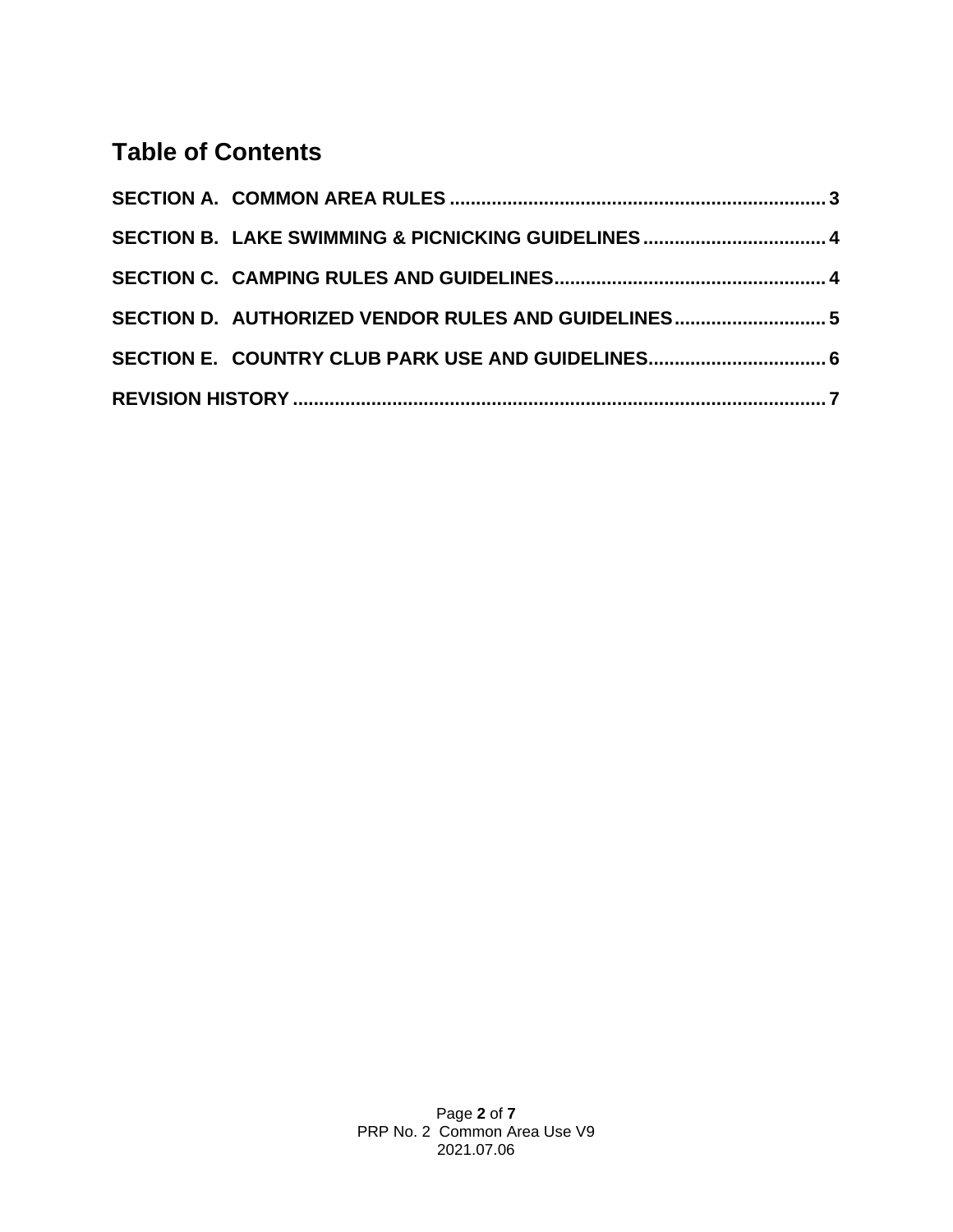# Table of Contents

**SECTION A. COMMON AREA RULES ........................................................................ 3**

**SECTION B. LAKE SWIMMING & PICNICKING GUIDELINES .................................... 4**

**SECTION C. CAMPING RULES AND GUIDELINES .................................................... 4**

**SECTION D. AUTHORIZED VENDOR RULES AND GUIDELINES ............................. 5**

**SECTION E. COUNTRY CLUB PARK USE AND GUIDELINES .................................. 6**

**REVISION HISTORY ...................................................................................................... 7**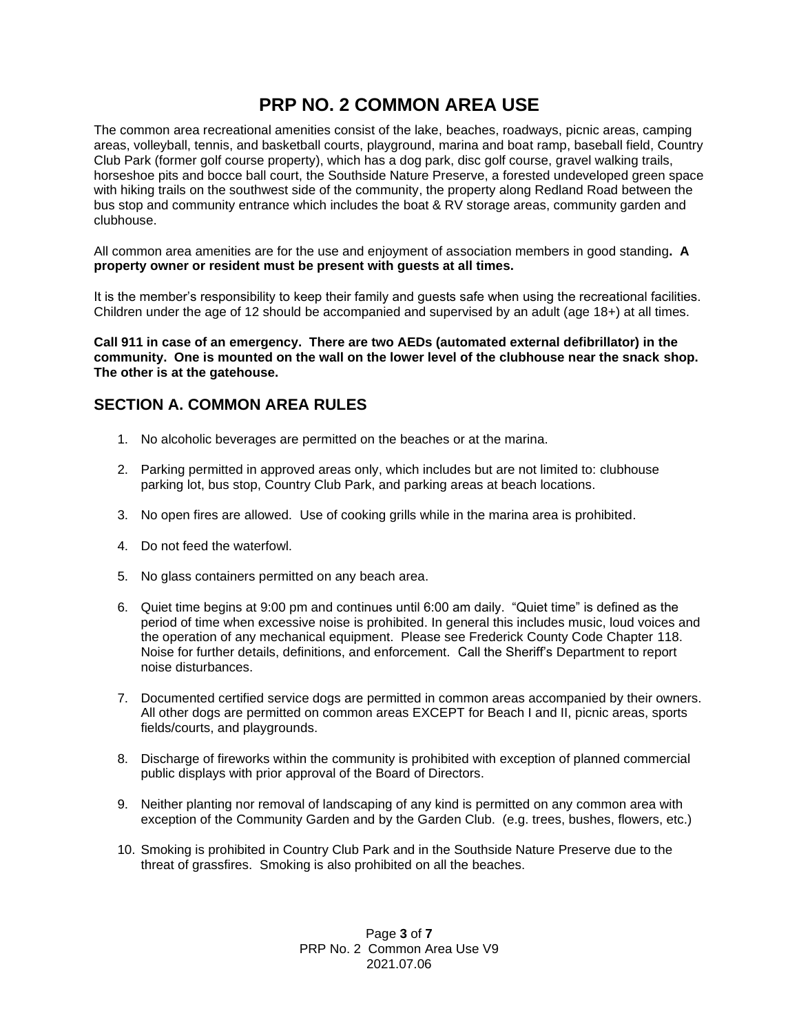# PRP NO. 2 COMMON AREA USE

The common area recreational amenities consist of the lake, beaches, roadways, picnic areas, camping areas, volleyball, tennis, and basketball courts, playground, marina and boat ramp, baseball field, Country Club Park (former golf course property), which has a dog park, disc golf course, gravel walking trails, horseshoe pits and bocce ball court, the Southside Nature Preserve, a forested undeveloped green space with hiking trails on the southwest side of the community, the property along Redland Road between the bus stop and community entrance which includes the boat & RV storage areas, community garden and clubhouse.

All common area amenities are for the use and enjoyment of association members in good standing**. A property owner or resident must be present with guests at all times.**

It is the member's responsibility to keep their family and guests safe when using the recreational facilities. Children under the age of 12 should be accompanied and supervised by an adult (age 18+) at all times.

**Call 911 in case of an emergency. There are two AEDs (automated external defibrillator) in the community. One is mounted on the wall on the lower level of the clubhouse near the snack shop. The other is at the gatehouse.**

## SECTION A. COMMON AREA RULES

1. No alcoholic beverages are permitted on the beaches or at the marina.
2. Parking permitted in approved areas only, which includes but are not limited to: clubhouse parking lot, bus stop, Country Club Park, and parking areas at beach locations.
3. No open fires are allowed. Use of cooking grills while in the marina area is prohibited.
4. Do not feed the waterfowl.
5. No glass containers permitted on any beach area.
6. Quiet time begins at 9:00 pm and continues until 6:00 am daily. "Quiet time" is defined as the period of time when excessive noise is prohibited. In general this includes music, loud voices and the operation of any mechanical equipment. Please see Frederick County Code Chapter 118. Noise for further details, definitions, and enforcement. Call the Sheriff's Department to report noise disturbances.
7. Documented certified service dogs are permitted in common areas accompanied by their owners. All other dogs are permitted on common areas EXCEPT for Beach I and II, picnic areas, sports fields/courts, and playgrounds.
8. Discharge of fireworks within the community is prohibited with exception of planned commercial public displays with prior approval of the Board of Directors.
9. Neither planting nor removal of landscaping of any kind is permitted on any common area with exception of the Community Garden and by the Garden Club. (e.g. trees, bushes, flowers, etc.)
10. Smoking is prohibited in Country Club Park and in the Southside Nature Preserve due to the threat of grassfires. Smoking is also prohibited on all the beaches.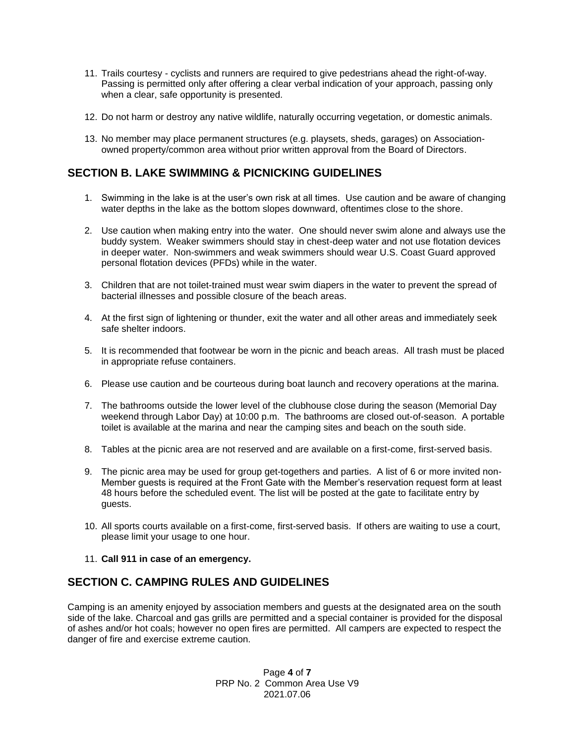11. Trails courtesy - cyclists and runners are required to give pedestrians ahead the right-of-way. Passing is permitted only after offering a clear verbal indication of your approach, passing only when a clear, safe opportunity is presented.

12. Do not harm or destroy any native wildlife, naturally occurring vegetation, or domestic animals.

13. No member may place permanent structures (e.g. playsets, sheds, garages) on Association-owned property/common area without prior written approval from the Board of Directors.

## SECTION B. LAKE SWIMMING & PICNICKING GUIDELINES

1. Swimming in the lake is at the user's own risk at all times. Use caution and be aware of changing water depths in the lake as the bottom slopes downward, oftentimes close to the shore.

2. Use caution when making entry into the water. One should never swim alone and always use the buddy system. Weaker swimmers should stay in chest-deep water and not use flotation devices in deeper water. Non-swimmers and weak swimmers should wear U.S. Coast Guard approved personal flotation devices (PFDs) while in the water.

3. Children that are not toilet-trained must wear swim diapers in the water to prevent the spread of bacterial illnesses and possible closure of the beach areas.

4. At the first sign of lightening or thunder, exit the water and all other areas and immediately seek safe shelter indoors.

5. It is recommended that footwear be worn in the picnic and beach areas. All trash must be placed in appropriate refuse containers.

6. Please use caution and be courteous during boat launch and recovery operations at the marina.

7. The bathrooms outside the lower level of the clubhouse close during the season (Memorial Day weekend through Labor Day) at 10:00 p.m. The bathrooms are closed out-of-season. A portable toilet is available at the marina and near the camping sites and beach on the south side.

8. Tables at the picnic area are not reserved and are available on a first-come, first-served basis.

9. The picnic area may be used for group get-togethers and parties. A list of 6 or more invited non-Member guests is required at the Front Gate with the Member's reservation request form at least 48 hours before the scheduled event. The list will be posted at the gate to facilitate entry by guests.

10. All sports courts available on a first-come, first-served basis. If others are waiting to use a court, please limit your usage to one hour.

11. **Call 911 in case of an emergency.**

## SECTION C. CAMPING RULES AND GUIDELINES

Camping is an amenity enjoyed by association members and guests at the designated area on the south side of the lake. Charcoal and gas grills are permitted and a special container is provided for the disposal of ashes and/or hot coals; however no open fires are permitted. All campers are expected to respect the danger of fire and exercise extreme caution.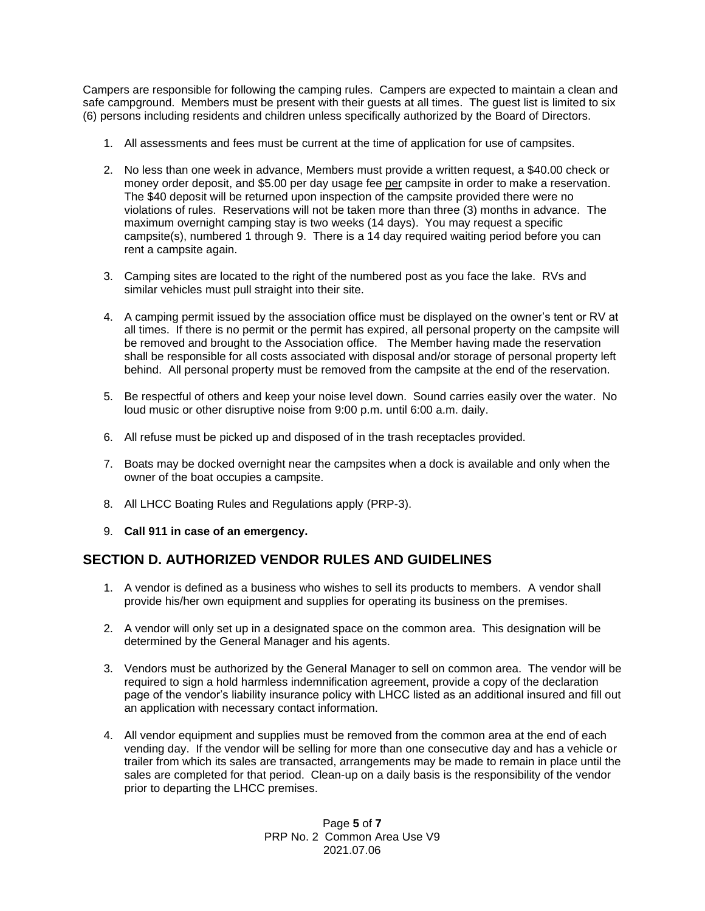Campers are responsible for following the camping rules. Campers are expected to maintain a clean and safe campground. Members must be present with their guests at all times. The guest list is limited to six (6) persons including residents and children unless specifically authorized by the Board of Directors.

1. All assessments and fees must be current at the time of application for use of campsites.

2. No less than one week in advance, Members must provide a written request, a $40.00 check or money order deposit, and $5.00 per day usage fee <u>per</u> campsite in order to make a reservation. The $40 deposit will be returned upon inspection of the campsite provided there were no violations of rules. Reservations will not be taken more than three (3) months in advance. The maximum overnight camping stay is two weeks (14 days). You may request a specific campsite(s), numbered 1 through 9. There is a 14 day required waiting period before you can rent a campsite again.

3. Camping sites are located to the right of the numbered post as you face the lake. RVs and similar vehicles must pull straight into their site.

4. A camping permit issued by the association office must be displayed on the owner's tent or RV at all times. If there is no permit or the permit has expired, all personal property on the campsite will be removed and brought to the Association office. The Member having made the reservation shall be responsible for all costs associated with disposal and/or storage of personal property left behind. All personal property must be removed from the campsite at the end of the reservation.

5. Be respectful of others and keep your noise level down. Sound carries easily over the water. No loud music or other disruptive noise from 9:00 p.m. until 6:00 a.m. daily.

6. All refuse must be picked up and disposed of in the trash receptacles provided.

7. Boats may be docked overnight near the campsites when a dock is available and only when the owner of the boat occupies a campsite.

8. All LHCC Boating Rules and Regulations apply (PRP-3).

9. **Call 911 in case of an emergency.**

## SECTION D. AUTHORIZED VENDOR RULES AND GUIDELINES

1. A vendor is defined as a business who wishes to sell its products to members. A vendor shall provide his/her own equipment and supplies for operating its business on the premises.

2. A vendor will only set up in a designated space on the common area. This designation will be determined by the General Manager and his agents.

3. Vendors must be authorized by the General Manager to sell on common area. The vendor will be required to sign a hold harmless indemnification agreement, provide a copy of the declaration page of the vendor's liability insurance policy with LHCC listed as an additional insured and fill out an application with necessary contact information.

4. All vendor equipment and supplies must be removed from the common area at the end of each vending day. If the vendor will be selling for more than one consecutive day and has a vehicle or trailer from which its sales are transacted, arrangements may be made to remain in place until the sales are completed for that period. Clean-up on a daily basis is the responsibility of the vendor prior to departing the LHCC premises.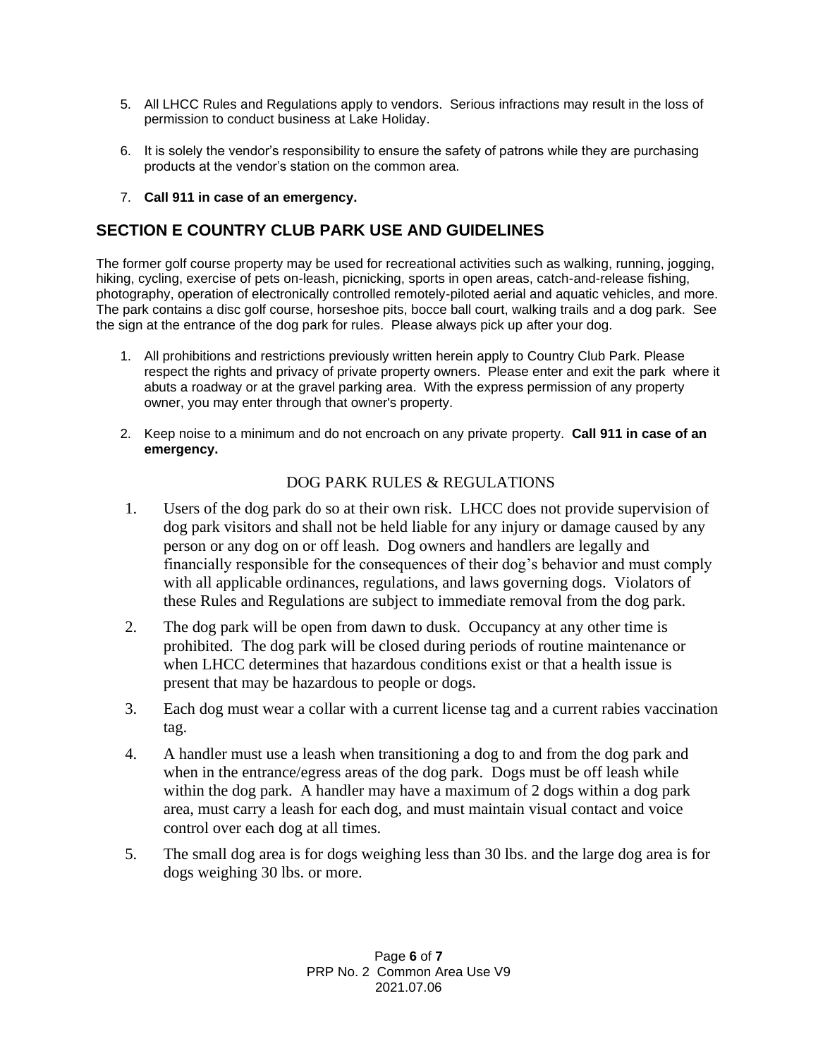5. All LHCC Rules and Regulations apply to vendors. Serious infractions may result in the loss of permission to conduct business at Lake Holiday.

6. It is solely the vendor's responsibility to ensure the safety of patrons while they are purchasing products at the vendor's station on the common area.

7. **Call 911 in case of an emergency.**

## SECTION E COUNTRY CLUB PARK USE AND GUIDELINES

The former golf course property may be used for recreational activities such as walking, running, jogging, hiking, cycling, exercise of pets on-leash, picnicking, sports in open areas, catch-and-release fishing, photography, operation of electronically controlled remotely-piloted aerial and aquatic vehicles, and more. The park contains a disc golf course, horseshoe pits, bocce ball court, walking trails and a dog park. See the sign at the entrance of the dog park for rules. Please always pick up after your dog.

1. All prohibitions and restrictions previously written herein apply to Country Club Park. Please respect the rights and privacy of private property owners. Please enter and exit the park where it abuts a roadway or at the gravel parking area. With the express permission of any property owner, you may enter through that owner's property.

2. Keep noise to a minimum and do not encroach on any private property. **Call 911 in case of an emergency.**

### DOG PARK RULES & REGULATIONS

1. Users of the dog park do so at their own risk. LHCC does not provide supervision of dog park visitors and shall not be held liable for any injury or damage caused by any person or any dog on or off leash. Dog owners and handlers are legally and financially responsible for the consequences of their dog's behavior and must comply with all applicable ordinances, regulations, and laws governing dogs. Violators of these Rules and Regulations are subject to immediate removal from the dog park.

2. The dog park will be open from dawn to dusk. Occupancy at any other time is prohibited. The dog park will be closed during periods of routine maintenance or when LHCC determines that hazardous conditions exist or that a health issue is present that may be hazardous to people or dogs.

3. Each dog must wear a collar with a current license tag and a current rabies vaccination tag.

4. A handler must use a leash when transitioning a dog to and from the dog park and when in the entrance/egress areas of the dog park. Dogs must be off leash while within the dog park. A handler may have a maximum of 2 dogs within a dog park area, must carry a leash for each dog, and must maintain visual contact and voice control over each dog at all times.

5. The small dog area is for dogs weighing less than 30 lbs. and the large dog area is for dogs weighing 30 lbs. or more.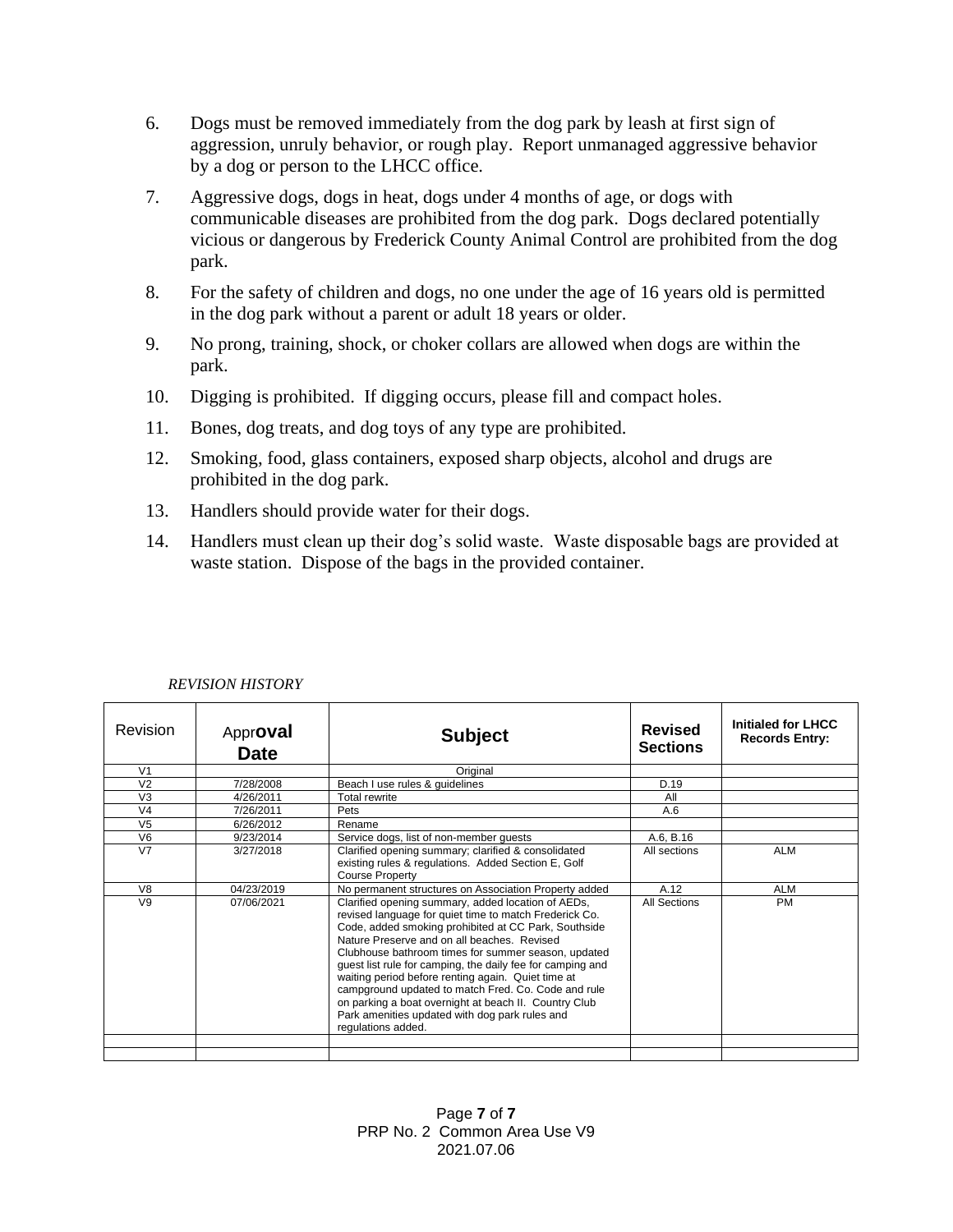6. Dogs must be removed immediately from the dog park by leash at first sign of aggression, unruly behavior, or rough play. Report unmanaged aggressive behavior by a dog or person to the LHCC office.

7. Aggressive dogs, dogs in heat, dogs under 4 months of age, or dogs with communicable diseases are prohibited from the dog park. Dogs declared potentially vicious or dangerous by Frederick County Animal Control are prohibited from the dog park.

8. For the safety of children and dogs, no one under the age of 16 years old is permitted in the dog park without a parent or adult 18 years or older.

9. No prong, training, shock, or choker collars are allowed when dogs are within the park.

10. Digging is prohibited. If digging occurs, please fill and compact holes.

11. Bones, dog treats, and dog toys of any type are prohibited.

12. Smoking, food, glass containers, exposed sharp objects, alcohol and drugs are prohibited in the dog park.

13. Handlers should provide water for their dogs.

14. Handlers must clean up their dog's solid waste. Waste disposable bags are provided at waste station. Dispose of the bags in the provided container.

*REVISION HISTORY*

| Revision | Approval Date | Subject | Revised Sections | Initialed for LHCC Records Entry: |
|---|---|---|---|---|
| V1 | | Original | | |
| V2 | 7/28/2008 | Beach I use rules & guidelines | D.19 | |
| V3 | 4/26/2011 | Total rewrite | All | |
| V4 | 7/26/2011 | Pets | A.6 | |
| V5 | 6/26/2012 | Rename | | |
| V6 | 9/23/2014 | Service dogs, list of non-member guests | A.6, B.16 | |
| V7 | 3/27/2018 | Clarified opening summary; clarified & consolidated existing rules & regulations. Added Section E, Golf Course Property | All sections | ALM |
| V8 | 04/23/2019 | No permanent structures on Association Property added | A.12 | ALM |
| V9 | 07/06/2021 | Clarified opening summary, added location of AEDs, revised language for quiet time to match Frederick Co. Code, added smoking prohibited at CC Park, Southside Nature Preserve and on all beaches. Revised Clubhouse bathroom times for summer season, updated guest list rule for camping, the daily fee for camping and waiting period before renting again. Quiet time at campground updated to match Fred. Co. Code and rule on parking a boat overnight at beach II. Country Club Park amenities updated with dog park rules and regulations added. | All Sections | PM |
| | | | | |
| | | | | |

PRP No. 2 Common Area Use V9
2021.07.06